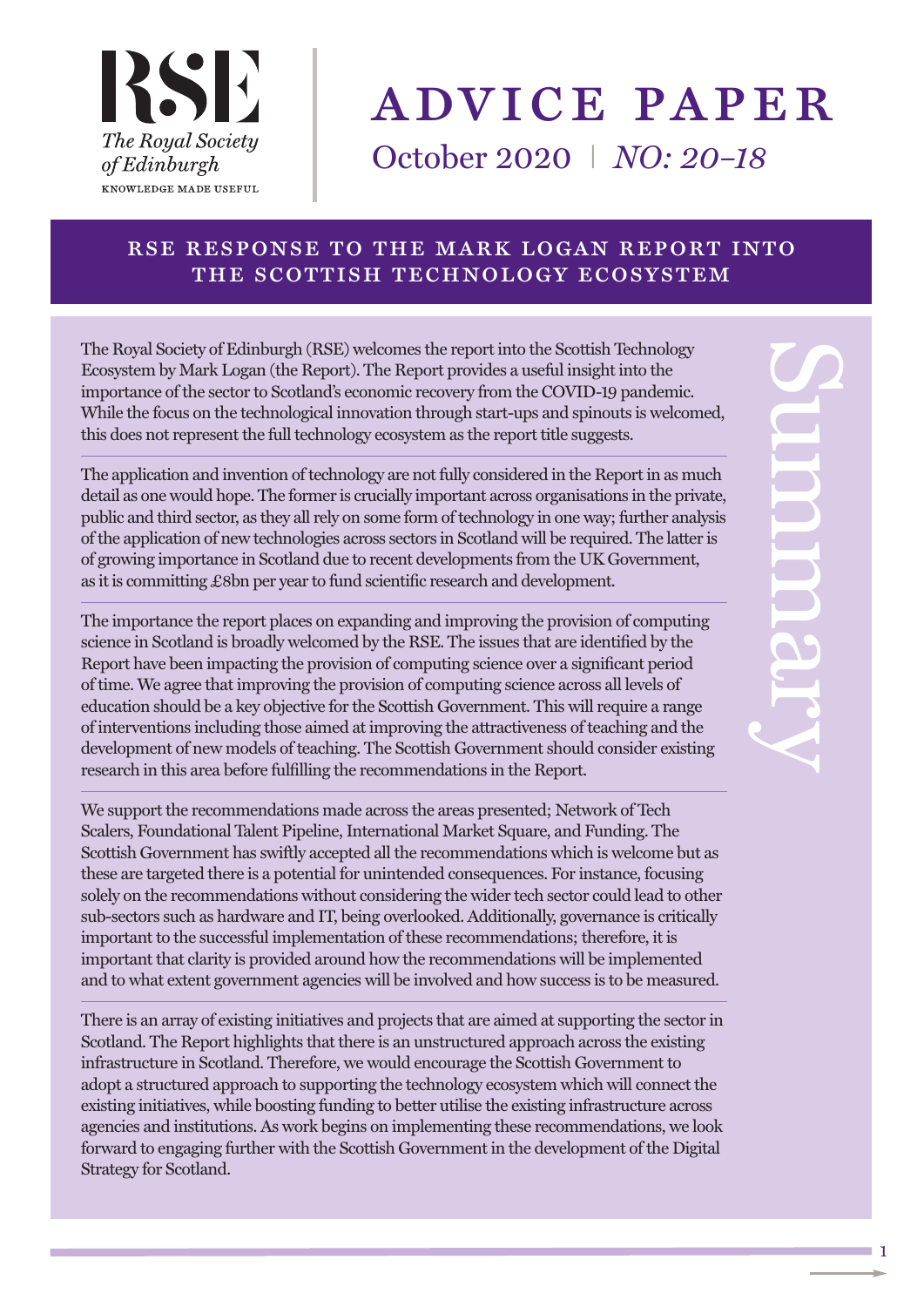RSE

*The Royal Society of Edinburgh*

KNOWLEDGE MADE USEFUL

# ADVICE PAPER

October 2020 | *NO: 20–18*

## RSE RESPONSE TO THE MARK LOGAN REPORT INTO THE SCOTTISH TECHNOLOGY ECOSYSTEM

### Summary

The Royal Society of Edinburgh (RSE) welcomes the report into the Scottish Technology Ecosystem by Mark Logan (the Report). The Report provides a useful insight into the importance of the sector to Scotland's economic recovery from the COVID-19 pandemic. While the focus on the technological innovation through start-ups and spinouts is welcomed, this does not represent the full technology ecosystem as the report title suggests.

The application and invention of technology are not fully considered in the Report in as much detail as one would hope. The former is crucially important across organisations in the private, public and third sector, as they all rely on some form of technology in one way; further analysis of the application of new technologies across sectors in Scotland will be required. The latter is of growing importance in Scotland due to recent developments from the UK Government, as it is committing £8bn per year to fund scientific research and development.

The importance the report places on expanding and improving the provision of computing science in Scotland is broadly welcomed by the RSE. The issues that are identified by the Report have been impacting the provision of computing science over a significant period of time. We agree that improving the provision of computing science across all levels of education should be a key objective for the Scottish Government. This will require a range of interventions including those aimed at improving the attractiveness of teaching and the development of new models of teaching. The Scottish Government should consider existing research in this area before fulfilling the recommendations in the Report.

We support the recommendations made across the areas presented; Network of Tech Scalers, Foundational Talent Pipeline, International Market Square, and Funding. The Scottish Government has swiftly accepted all the recommendations which is welcome but as these are targeted there is a potential for unintended consequences. For instance, focusing solely on the recommendations without considering the wider tech sector could lead to other sub-sectors such as hardware and IT, being overlooked. Additionally, governance is critically important to the successful implementation of these recommendations; therefore, it is important that clarity is provided around how the recommendations will be implemented and to what extent government agencies will be involved and how success is to be measured.

There is an array of existing initiatives and projects that are aimed at supporting the sector in Scotland. The Report highlights that there is an unstructured approach across the existing infrastructure in Scotland. Therefore, we would encourage the Scottish Government to adopt a structured approach to supporting the technology ecosystem which will connect the existing initiatives, while boosting funding to better utilise the existing infrastructure across agencies and institutions. As work begins on implementing these recommendations, we look forward to engaging further with the Scottish Government in the development of the Digital Strategy for Scotland.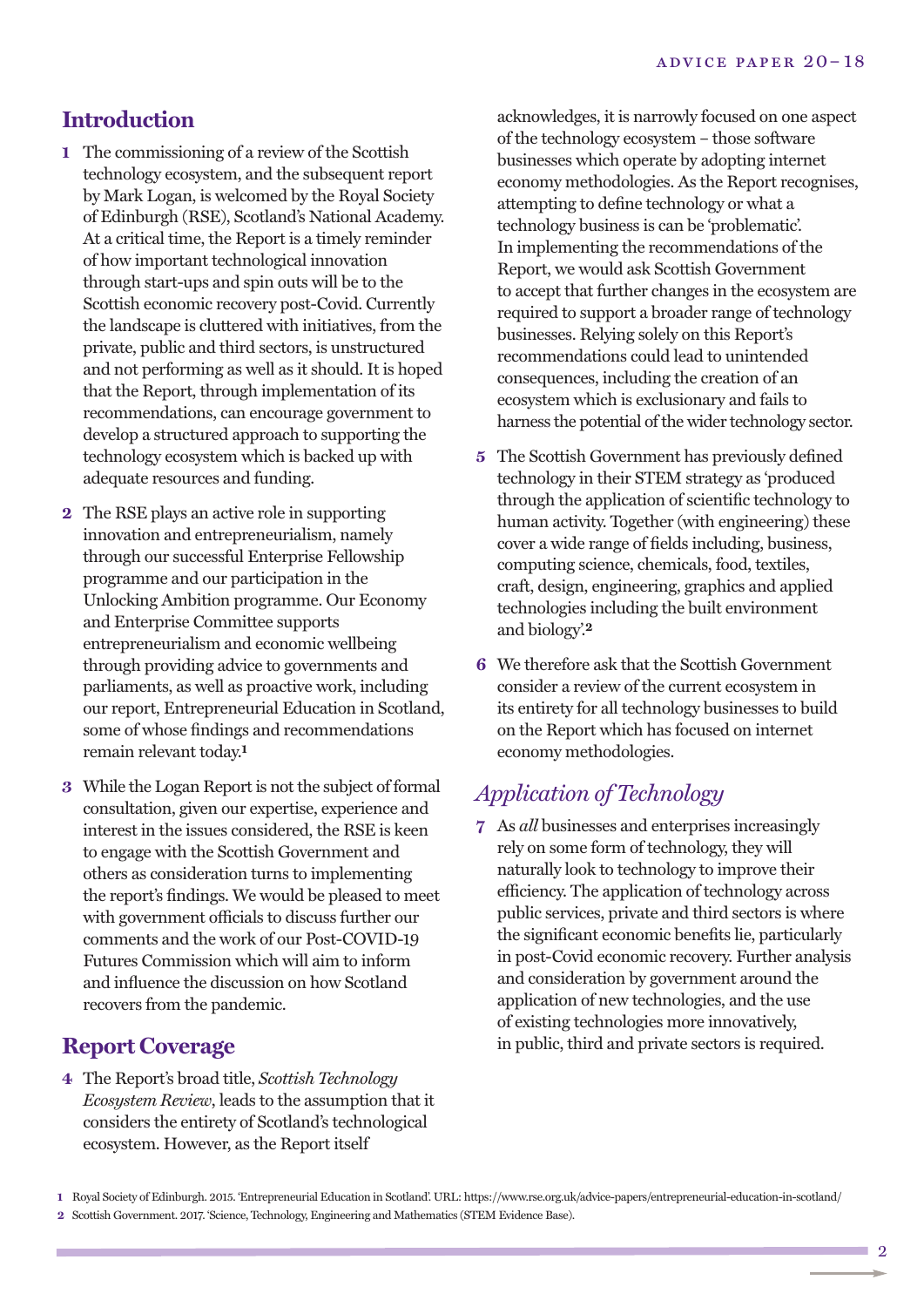## Introduction

1 The commissioning of a review of the Scottish technology ecosystem, and the subsequent report by Mark Logan, is welcomed by the Royal Society of Edinburgh (RSE), Scotland's National Academy. At a critical time, the Report is a timely reminder of how important technological innovation through start-ups and spin outs will be to the Scottish economic recovery post-Covid. Currently the landscape is cluttered with initiatives, from the private, public and third sectors, is unstructured and not performing as well as it should. It is hoped that the Report, through implementation of its recommendations, can encourage government to develop a structured approach to supporting the technology ecosystem which is backed up with adequate resources and funding.

2 The RSE plays an active role in supporting innovation and entrepreneurialism, namely through our successful Enterprise Fellowship programme and our participation in the Unlocking Ambition programme. Our Economy and Enterprise Committee supports entrepreneurialism and economic wellbeing through providing advice to governments and parliaments, as well as proactive work, including our report, Entrepreneurial Education in Scotland, some of whose findings and recommendations remain relevant today.[1]

3 While the Logan Report is not the subject of formal consultation, given our expertise, experience and interest in the issues considered, the RSE is keen to engage with the Scottish Government and others as consideration turns to implementing the report's findings. We would be pleased to meet with government officials to discuss further our comments and the work of our Post-COVID-19 Futures Commission which will aim to inform and influence the discussion on how Scotland recovers from the pandemic.

## Report Coverage

4 The Report's broad title, *Scottish Technology Ecosystem Review*, leads to the assumption that it considers the entirety of Scotland's technological ecosystem. However, as the Report itself acknowledges, it is narrowly focused on one aspect of the technology ecosystem – those software businesses which operate by adopting internet economy methodologies. As the Report recognises, attempting to define technology or what a technology business is can be 'problematic'. In implementing the recommendations of the Report, we would ask Scottish Government to accept that further changes in the ecosystem are required to support a broader range of technology businesses. Relying solely on this Report's recommendations could lead to unintended consequences, including the creation of an ecosystem which is exclusionary and fails to harness the potential of the wider technology sector.

5 The Scottish Government has previously defined technology in their STEM strategy as 'produced through the application of scientific technology to human activity. Together (with engineering) these cover a wide range of fields including, business, computing science, chemicals, food, textiles, craft, design, engineering, graphics and applied technologies including the built environment and biology'.[2]

6 We therefore ask that the Scottish Government consider a review of the current ecosystem in its entirety for all technology businesses to build on the Report which has focused on internet economy methodologies.

### *Application of Technology*

7 As *all* businesses and enterprises increasingly rely on some form of technology, they will naturally look to technology to improve their efficiency. The application of technology across public services, private and third sectors is where the significant economic benefits lie, particularly in post-Covid economic recovery. Further analysis and consideration by government around the application of new technologies, and the use of existing technologies more innovatively, in public, third and private sectors is required.

1 Royal Society of Edinburgh. 2015. 'Entrepreneurial Education in Scotland'. URL: https://www.rse.org.uk/advice-papers/entrepreneurial-education-in-scotland/

2 Scottish Government. 2017. 'Science, Technology, Engineering and Mathematics (STEM Evidence Base).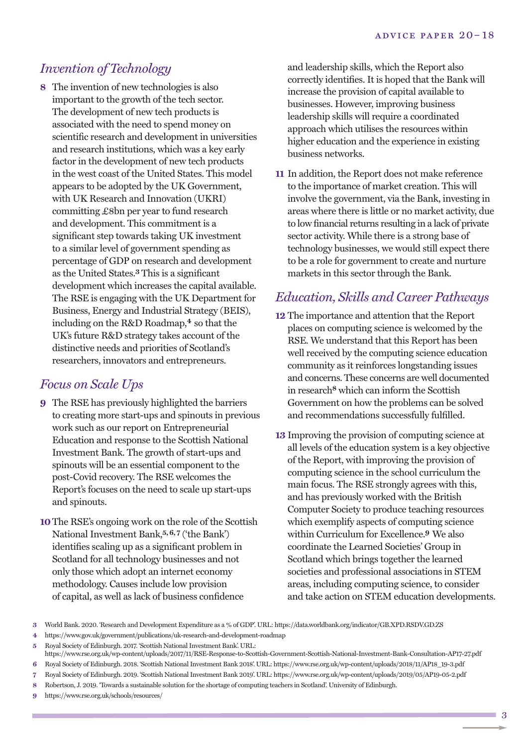## *Invention of Technology*

**8** The invention of new technologies is also important to the growth of the tech sector. The development of new tech products is associated with the need to spend money on scientific research and development in universities and research institutions, which was a key early factor in the development of new tech products in the west coast of the United States. This model appears to be adopted by the UK Government, with UK Research and Innovation (UKRI) committing £8bn per year to fund research and development. This commitment is a significant step towards taking UK investment to a similar level of government spending as percentage of GDP on research and development as the United States.[3] This is a significant development which increases the capital available. The RSE is engaging with the UK Department for Business, Energy and Industrial Strategy (BEIS), including on the R&D Roadmap,[4] so that the UK's future R&D strategy takes account of the distinctive needs and priorities of Scotland's researchers, innovators and entrepreneurs.

## *Focus on Scale Ups*

**9** The RSE has previously highlighted the barriers to creating more start-ups and spinouts in previous work such as our report on Entrepreneurial Education and response to the Scottish National Investment Bank. The growth of start-ups and spinouts will be an essential component to the post-Covid recovery. The RSE welcomes the Report's focuses on the need to scale up start-ups and spinouts.

**10** The RSE's ongoing work on the role of the Scottish National Investment Bank,[5,6,7] ('the Bank') identifies scaling up as a significant problem in Scotland for all technology businesses and not only those which adopt an internet economy methodology. Causes include low provision of capital, as well as lack of business confidence and leadership skills, which the Report also correctly identifies. It is hoped that the Bank will increase the provision of capital available to businesses. However, improving business leadership skills will require a coordinated approach which utilises the resources within higher education and the experience in existing business networks.

**11** In addition, the Report does not make reference to the importance of market creation. This will involve the government, via the Bank, investing in areas where there is little or no market activity, due to low financial returns resulting in a lack of private sector activity. While there is a strong base of technology businesses, we would still expect there to be a role for government to create and nurture markets in this sector through the Bank.

## *Education, Skills and Career Pathways*

**12** The importance and attention that the Report places on computing science is welcomed by the RSE. We understand that this Report has been well received by the computing science education community as it reinforces longstanding issues and concerns. These concerns are well documented in research[8] which can inform the Scottish Government on how the problems can be solved and recommendations successfully fulfilled.

**13** Improving the provision of computing science at all levels of the education system is a key objective of the Report, with improving the provision of computing science in the school curriculum the main focus. The RSE strongly agrees with this, and has previously worked with the British Computer Society to produce teaching resources which exemplify aspects of computing science within Curriculum for Excellence.[9] We also coordinate the Learned Societies' Group in Scotland which brings together the learned societies and professional associations in STEM areas, including computing science, to consider and take action on STEM education developments.

---

3 World Bank. 2020. 'Research and Development Expenditure as a % of GDP'. URL: https://data.worldbank.org/indicator/GB.XPD.RSDV.GD.ZS

4 https://www.gov.uk/government/publications/uk-research-and-development-roadmap

5 Royal Society of Edinburgh. 2017. 'Scottish National Investment Bank'. URL: https://www.rse.org.uk/wp-content/uploads/2017/11/RSE-Response-to-Scottish-Government-Scottish-National-Investment-Bank-Consultation-AP17-27.pdf

6 Royal Society of Edinburgh. 2018. 'Scottish National Investment Bank 2018'. URL: https://www.rse.org.uk/wp-content/uploads/2018/11/AP18_19-3.pdf

7 Royal Society of Edinburgh. 2019. 'Scottish National Investment Bank 2019'. URL: https://www.rse.org.uk/wp-content/uploads/2019/05/AP19-05-2.pdf

8 Robertson, J. 2019. 'Towards a sustainable solution for the shortage of computing teachers in Scotland'. University of Edinburgh.

9 https://www.rse.org.uk/schools/resources/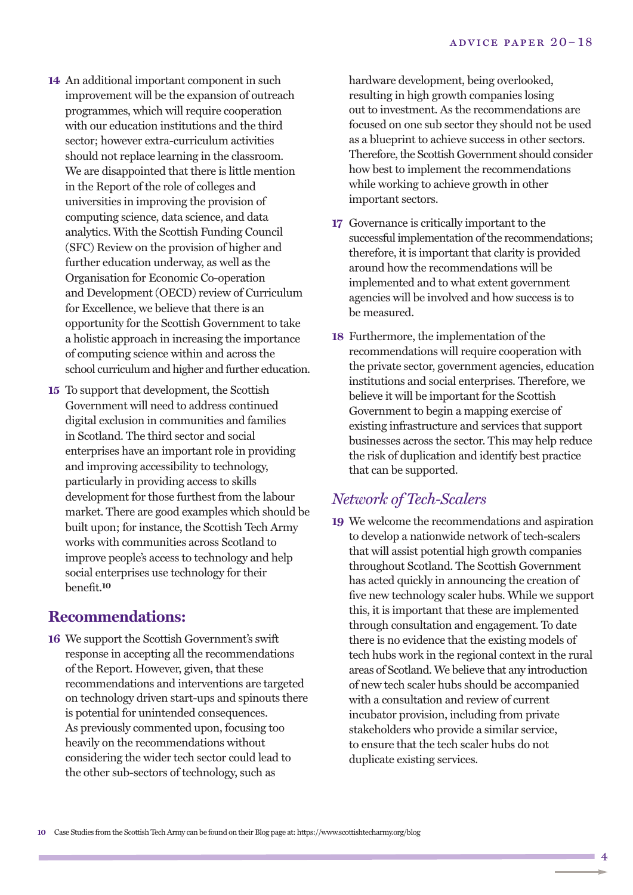14 An additional important component in such improvement will be the expansion of outreach programmes, which will require cooperation with our education institutions and the third sector; however extra-curriculum activities should not replace learning in the classroom. We are disappointed that there is little mention in the Report of the role of colleges and universities in improving the provision of computing science, data science, and data analytics. With the Scottish Funding Council (SFC) Review on the provision of higher and further education underway, as well as the Organisation for Economic Co-operation and Development (OECD) review of Curriculum for Excellence, we believe that there is an opportunity for the Scottish Government to take a holistic approach in increasing the importance of computing science within and across the school curriculum and higher and further education.

15 To support that development, the Scottish Government will need to address continued digital exclusion in communities and families in Scotland. The third sector and social enterprises have an important role in providing and improving accessibility to technology, particularly in providing access to skills development for those furthest from the labour market. There are good examples which should be built upon; for instance, the Scottish Tech Army works with communities across Scotland to improve people's access to technology and help social enterprises use technology for their benefit.[10]

## Recommendations:

16 We support the Scottish Government's swift response in accepting all the recommendations of the Report. However, given, that these recommendations and interventions are targeted on technology driven start-ups and spinouts there is potential for unintended consequences. As previously commented upon, focusing too heavily on the recommendations without considering the wider tech sector could lead to the other sub-sectors of technology, such as hardware development, being overlooked, resulting in high growth companies losing out to investment. As the recommendations are focused on one sub sector they should not be used as a blueprint to achieve success in other sectors. Therefore, the Scottish Government should consider how best to implement the recommendations while working to achieve growth in other important sectors.

17 Governance is critically important to the successful implementation of the recommendations; therefore, it is important that clarity is provided around how the recommendations will be implemented and to what extent government agencies will be involved and how success is to be measured.

18 Furthermore, the implementation of the recommendations will require cooperation with the private sector, government agencies, education institutions and social enterprises. Therefore, we believe it will be important for the Scottish Government to begin a mapping exercise of existing infrastructure and services that support businesses across the sector. This may help reduce the risk of duplication and identify best practice that can be supported.

### *Network of Tech-Scalers*

19 We welcome the recommendations and aspiration to develop a nationwide network of tech-scalers that will assist potential high growth companies throughout Scotland. The Scottish Government has acted quickly in announcing the creation of five new technology scaler hubs. While we support this, it is important that these are implemented through consultation and engagement. To date there is no evidence that the existing models of tech hubs work in the regional context in the rural areas of Scotland. We believe that any introduction of new tech scaler hubs should be accompanied with a consultation and review of current incubator provision, including from private stakeholders who provide a similar service, to ensure that the tech scaler hubs do not duplicate existing services.

10 Case Studies from the Scottish Tech Army can be found on their Blog page at: https://www.scottishtecharmy.org/blog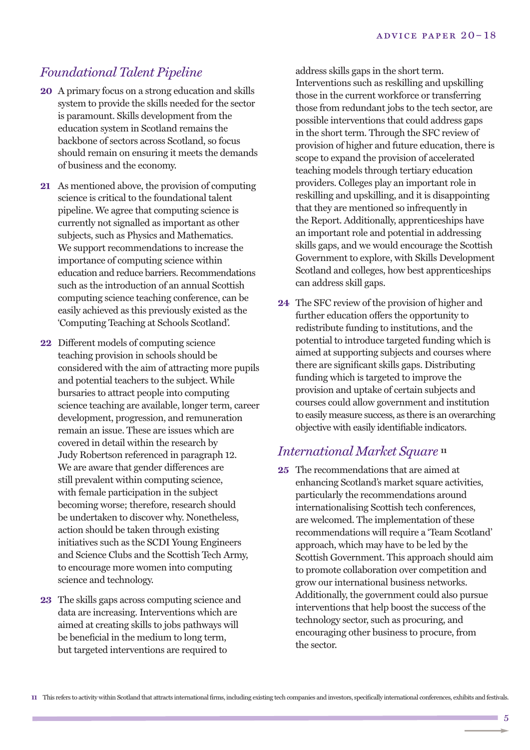## *Foundational Talent Pipeline*

**20** A primary focus on a strong education and skills system to provide the skills needed for the sector is paramount. Skills development from the education system in Scotland remains the backbone of sectors across Scotland, so focus should remain on ensuring it meets the demands of business and the economy.

**21** As mentioned above, the provision of computing science is critical to the foundational talent pipeline. We agree that computing science is currently not signalled as important as other subjects, such as Physics and Mathematics. We support recommendations to increase the importance of computing science within education and reduce barriers. Recommendations such as the introduction of an annual Scottish computing science teaching conference, can be easily achieved as this previously existed as the 'Computing Teaching at Schools Scotland'.

**22** Different models of computing science teaching provision in schools should be considered with the aim of attracting more pupils and potential teachers to the subject. While bursaries to attract people into computing science teaching are available, longer term, career development, progression, and remuneration remain an issue. These are issues which are covered in detail within the research by Judy Robertson referenced in paragraph 12. We are aware that gender differences are still prevalent within computing science, with female participation in the subject becoming worse; therefore, research should be undertaken to discover why. Nonetheless, action should be taken through existing initiatives such as the SCDI Young Engineers and Science Clubs and the Scottish Tech Army, to encourage more women into computing science and technology.

**23** The skills gaps across computing science and data are increasing. Interventions which are aimed at creating skills to jobs pathways will be beneficial in the medium to long term, but targeted interventions are required to address skills gaps in the short term. Interventions such as reskilling and upskilling those in the current workforce or transferring those from redundant jobs to the tech sector, are possible interventions that could address gaps in the short term. Through the SFC review of provision of higher and future education, there is scope to expand the provision of accelerated teaching models through tertiary education providers. Colleges play an important role in reskilling and upskilling, and it is disappointing that they are mentioned so infrequently in the Report. Additionally, apprenticeships have an important role and potential in addressing skills gaps, and we would encourage the Scottish Government to explore, with Skills Development Scotland and colleges, how best apprenticeships can address skill gaps.

**24** The SFC review of the provision of higher and further education offers the opportunity to redistribute funding to institutions, and the potential to introduce targeted funding which is aimed at supporting subjects and courses where there are significant skills gaps. Distributing funding which is targeted to improve the provision and uptake of certain subjects and courses could allow government and institution to easily measure success, as there is an overarching objective with easily identifiable indicators.

## *International Market Square* [11]

**25** The recommendations that are aimed at enhancing Scotland's market square activities, particularly the recommendations around internationalising Scottish tech conferences, are welcomed. The implementation of these recommendations will require a 'Team Scotland' approach, which may have to be led by the Scottish Government. This approach should aim to promote collaboration over competition and grow our international business networks. Additionally, the government could also pursue interventions that help boost the success of the technology sector, such as procuring, and encouraging other business to procure, from the sector.

[11] This refers to activity within Scotland that attracts international firms, including existing tech companies and investors, specifically international conferences, exhibits and festivals.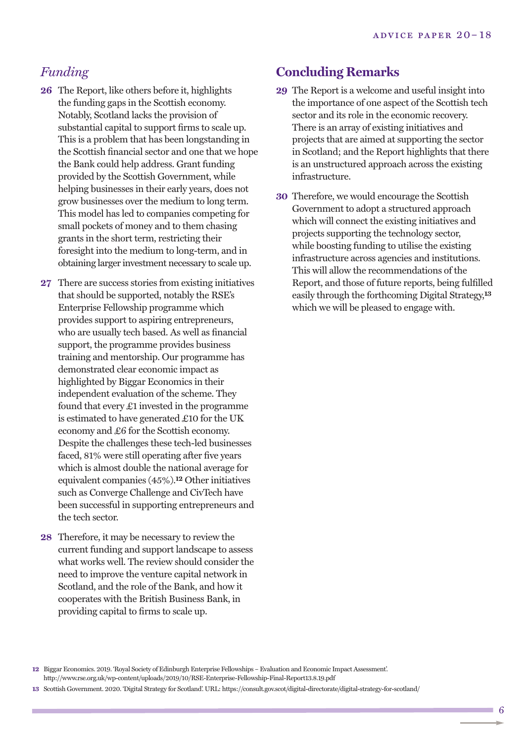### *Funding*

**26** The Report, like others before it, highlights the funding gaps in the Scottish economy. Notably, Scotland lacks the provision of substantial capital to support firms to scale up. This is a problem that has been longstanding in the Scottish financial sector and one that we hope the Bank could help address. Grant funding provided by the Scottish Government, while helping businesses in their early years, does not grow businesses over the medium to long term. This model has led to companies competing for small pockets of money and to them chasing grants in the short term, restricting their foresight into the medium to long-term, and in obtaining larger investment necessary to scale up.

**27** There are success stories from existing initiatives that should be supported, notably the RSE's Enterprise Fellowship programme which provides support to aspiring entrepreneurs, who are usually tech based. As well as financial support, the programme provides business training and mentorship. Our programme has demonstrated clear economic impact as highlighted by Biggar Economics in their independent evaluation of the scheme. They found that every £1 invested in the programme is estimated to have generated £10 for the UK economy and £6 for the Scottish economy. Despite the challenges these tech-led businesses faced, 81% were still operating after five years which is almost double the national average for equivalent companies (45%).[12] Other initiatives such as Converge Challenge and CivTech have been successful in supporting entrepreneurs and the tech sector.

**28** Therefore, it may be necessary to review the current funding and support landscape to assess what works well. The review should consider the need to improve the venture capital network in Scotland, and the role of the Bank, and how it cooperates with the British Business Bank, in providing capital to firms to scale up.

## Concluding Remarks

**29** The Report is a welcome and useful insight into the importance of one aspect of the Scottish tech sector and its role in the economic recovery. There is an array of existing initiatives and projects that are aimed at supporting the sector in Scotland; and the Report highlights that there is an unstructured approach across the existing infrastructure.

**30** Therefore, we would encourage the Scottish Government to adopt a structured approach which will connect the existing initiatives and projects supporting the technology sector, while boosting funding to utilise the existing infrastructure across agencies and institutions. This will allow the recommendations of the Report, and those of future reports, being fulfilled easily through the forthcoming Digital Strategy,[13] which we will be pleased to engage with.

---

**12** Biggar Economics. 2019. 'Royal Society of Edinburgh Enterprise Fellowships – Evaluation and Economic Impact Assessment'. http://www.rse.org.uk/wp-content/uploads/2019/10/RSE-Enterprise-Fellowship-Final-Report13.8.19.pdf

**13** Scottish Government. 2020. 'Digital Strategy for Scotland'. URL: https://consult.gov.scot/digital-directorate/digital-strategy-for-scotland/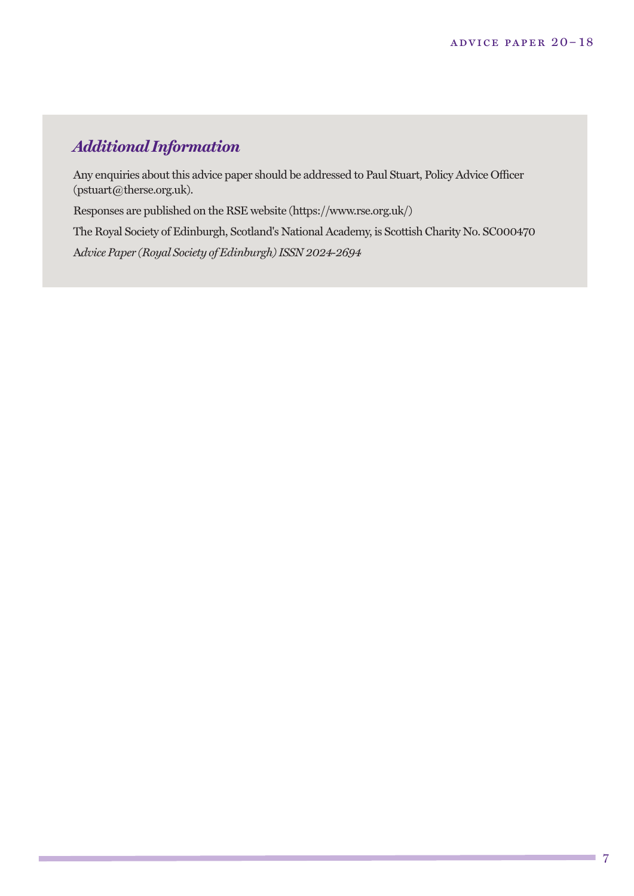## *Additional Information*

Any enquiries about this advice paper should be addressed to Paul Stuart, Policy Advice Officer (pstuart@therse.org.uk).

Responses are published on the RSE website (https://www.rse.org.uk/)

The Royal Society of Edinburgh, Scotland's National Academy, is Scottish Charity No. SC000470

*Advice Paper (Royal Society of Edinburgh) ISSN 2024-2694*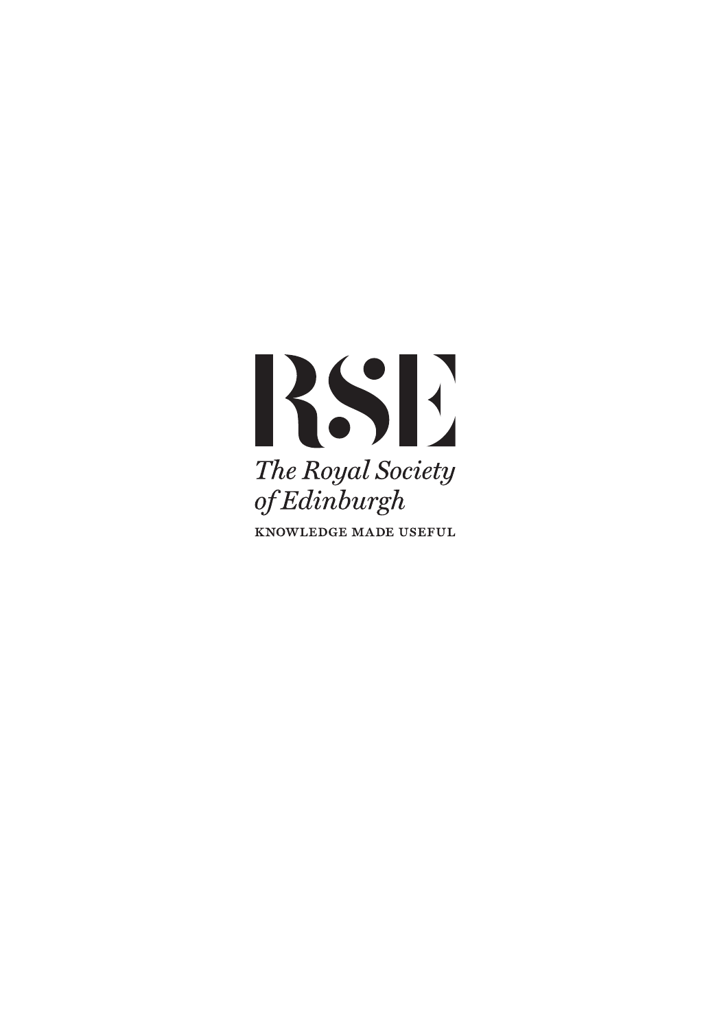RSE

*The Royal Society of Edinburgh*

KNOWLEDGE MADE USEFUL